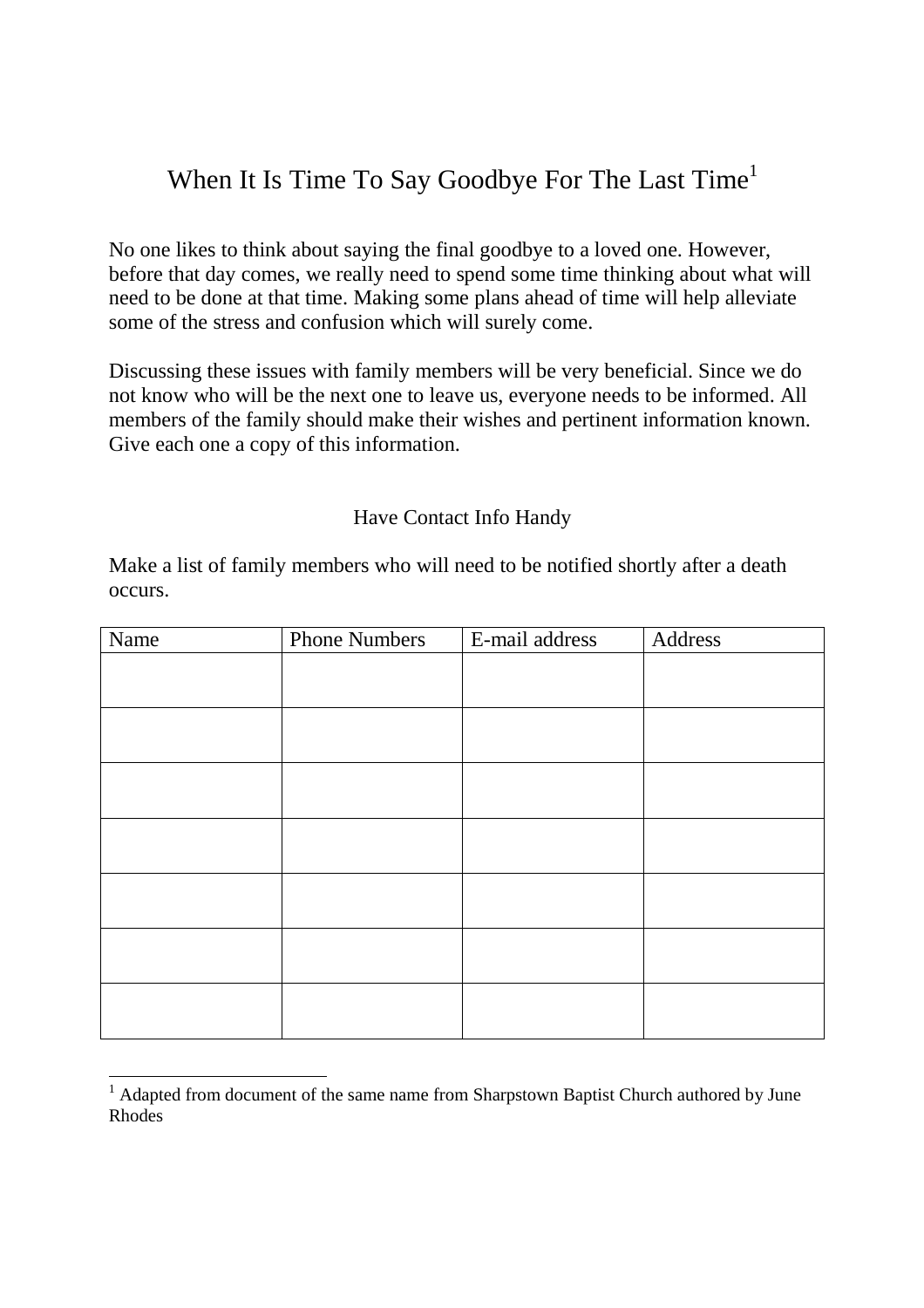# When It Is Time To Say Goodbye For The Last Time[1]

No one likes to think about saying the final goodbye to a loved one. However, before that day comes, we really need to spend some time thinking about what will need to be done at that time. Making some plans ahead of time will help alleviate some of the stress and confusion which will surely come.

Discussing these issues with family members will be very beneficial. Since we do not know who will be the next one to leave us, everyone needs to be informed. All members of the family should make their wishes and pertinent information known. Give each one a copy of this information.

## Have Contact Info Handy

Make a list of family members who will need to be notified shortly after a death occurs.

| Name | Phone Numbers | E-mail address | Address |
|---|---|---|---|
| | | | |
| | | | |
| | | | |
| | | | |
| | | | |
| | | | |
| | | | |

[1] Adapted from document of the same name from Sharpstown Baptist Church authored by June Rhodes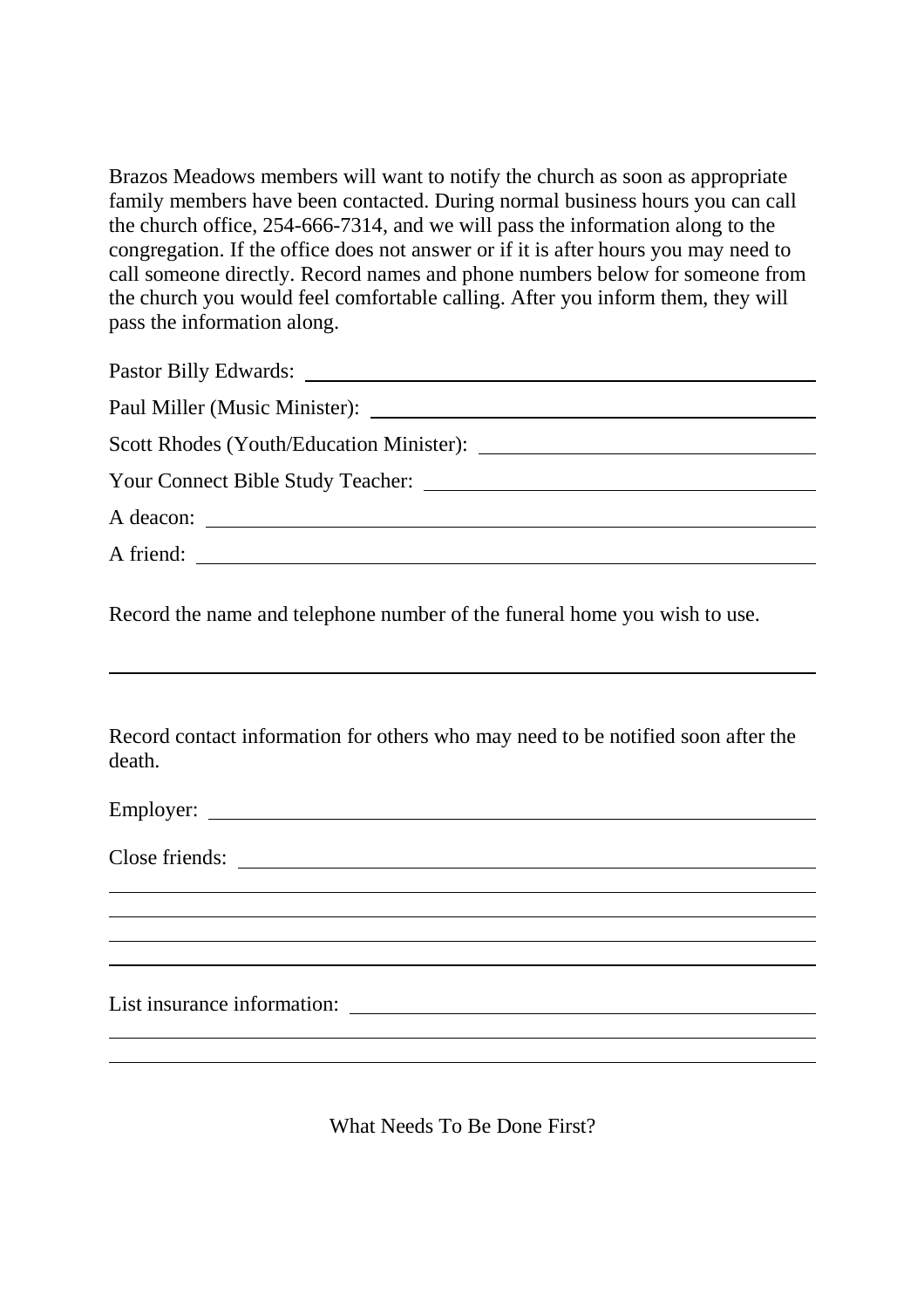Brazos Meadows members will want to notify the church as soon as appropriate family members have been contacted. During normal business hours you can call the church office, 254-666-7314, and we will pass the information along to the congregation. If the office does not answer or if it is after hours you may need to call someone directly. Record names and phone numbers below for someone from the church you would feel comfortable calling. After you inform them, they will pass the information along.

Pastor Billy Edwards: ______________________________

Paul Miller (Music Minister): ______________________________

Scott Rhodes (Youth/Education Minister): ______________________________

Your Connect Bible Study Teacher: ______________________________

A deacon: ______________________________

A friend: ______________________________

Record the name and telephone number of the funeral home you wish to use.

______________________________

Record contact information for others who may need to be notified soon after the death.

Employer: ______________________________

Close friends: ______________________________

______________________________

______________________________

______________________________

______________________________

List insurance information: ______________________________

______________________________

______________________________

What Needs To Be Done First?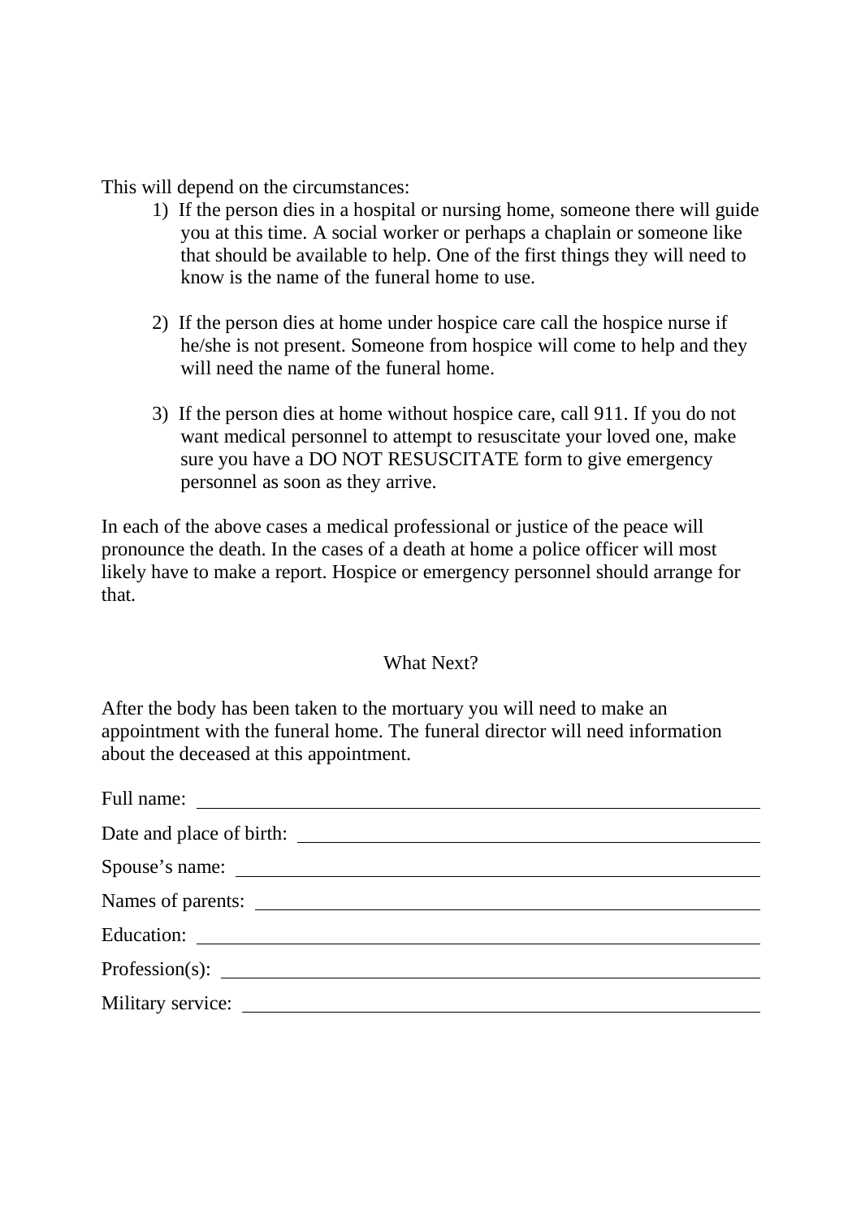This will depend on the circumstances:

1) If the person dies in a hospital or nursing home, someone there will guide you at this time. A social worker or perhaps a chaplain or someone like that should be available to help. One of the first things they will need to know is the name of the funeral home to use.

2) If the person dies at home under hospice care call the hospice nurse if he/she is not present. Someone from hospice will come to help and they will need the name of the funeral home.

3) If the person dies at home without hospice care, call 911. If you do not want medical personnel to attempt to resuscitate your loved one, make sure you have a DO NOT RESUSCITATE form to give emergency personnel as soon as they arrive.

In each of the above cases a medical professional or justice of the peace will pronounce the death. In the cases of a death at home a police officer will most likely have to make a report. Hospice or emergency personnel should arrange for that.

## What Next?

After the body has been taken to the mortuary you will need to make an appointment with the funeral home. The funeral director will need information about the deceased at this appointment.

Full name: \_\_\_\_\_\_\_\_\_\_\_\_\_\_\_\_\_\_\_\_\_\_\_\_\_\_\_\_\_\_\_\_\_\_\_\_\_\_\_\_

Date and place of birth: \_\_\_\_\_\_\_\_\_\_\_\_\_\_\_\_\_\_\_\_\_\_\_\_\_\_\_\_\_\_\_\_

Spouse’s name: \_\_\_\_\_\_\_\_\_\_\_\_\_\_\_\_\_\_\_\_\_\_\_\_\_\_\_\_\_\_\_\_\_\_\_\_\_

Names of parents: \_\_\_\_\_\_\_\_\_\_\_\_\_\_\_\_\_\_\_\_\_\_\_\_\_\_\_\_\_\_\_\_\_\_\_

Education: \_\_\_\_\_\_\_\_\_\_\_\_\_\_\_\_\_\_\_\_\_\_\_\_\_\_\_\_\_\_\_\_\_\_\_\_\_\_\_\_

Profession(s): \_\_\_\_\_\_\_\_\_\_\_\_\_\_\_\_\_\_\_\_\_\_\_\_\_\_\_\_\_\_\_\_\_\_\_\_\_\_

Military service: \_\_\_\_\_\_\_\_\_\_\_\_\_\_\_\_\_\_\_\_\_\_\_\_\_\_\_\_\_\_\_\_\_\_\_\_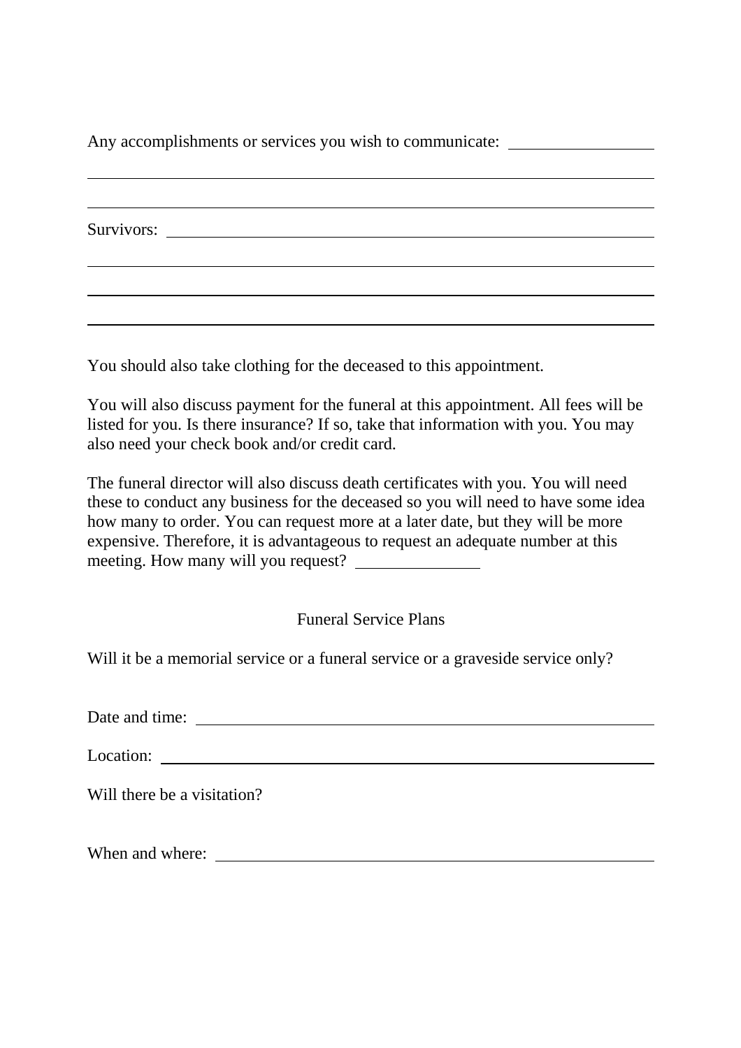Any accomplishments or services you wish to communicate: \_\_\_\_\_\_\_\_\_\_\_\_\_\_\_\_\_\_

\_\_\_\_\_\_\_\_\_\_\_\_\_\_\_\_\_\_\_\_\_\_\_\_\_\_\_\_\_\_\_\_\_\_\_\_\_\_\_\_\_\_\_\_\_\_\_\_\_\_\_\_\_\_\_\_\_\_\_\_\_\_\_\_

\_\_\_\_\_\_\_\_\_\_\_\_\_\_\_\_\_\_\_\_\_\_\_\_\_\_\_\_\_\_\_\_\_\_\_\_\_\_\_\_\_\_\_\_\_\_\_\_\_\_\_\_\_\_\_\_\_\_\_\_\_\_\_\_

Survivors: \_\_\_\_\_\_\_\_\_\_\_\_\_\_\_\_\_\_\_\_\_\_\_\_\_\_\_\_\_\_\_\_\_\_\_\_\_\_\_\_\_\_\_\_\_\_\_\_\_\_\_\_\_\_\_\_

\_\_\_\_\_\_\_\_\_\_\_\_\_\_\_\_\_\_\_\_\_\_\_\_\_\_\_\_\_\_\_\_\_\_\_\_\_\_\_\_\_\_\_\_\_\_\_\_\_\_\_\_\_\_\_\_\_\_\_\_\_\_\_\_

\_\_\_\_\_\_\_\_\_\_\_\_\_\_\_\_\_\_\_\_\_\_\_\_\_\_\_\_\_\_\_\_\_\_\_\_\_\_\_\_\_\_\_\_\_\_\_\_\_\_\_\_\_\_\_\_\_\_\_\_\_\_\_\_

\_\_\_\_\_\_\_\_\_\_\_\_\_\_\_\_\_\_\_\_\_\_\_\_\_\_\_\_\_\_\_\_\_\_\_\_\_\_\_\_\_\_\_\_\_\_\_\_\_\_\_\_\_\_\_\_\_\_\_\_\_\_\_\_

You should also take clothing for the deceased to this appointment.

You will also discuss payment for the funeral at this appointment. All fees will be listed for you. Is there insurance? If so, take that information with you. You may also need your check book and/or credit card.

The funeral director will also discuss death certificates with you. You will need these to conduct any business for the deceased so you will need to have some idea how many to order. You can request more at a later date, but they will be more expensive. Therefore, it is advantageous to request an adequate number at this meeting. How many will you request? \_\_\_\_\_\_\_\_\_\_\_\_\_\_\_

## Funeral Service Plans

Will it be a memorial service or a funeral service or a graveside service only?

Date and time: \_\_\_\_\_\_\_\_\_\_\_\_\_\_\_\_\_\_\_\_\_\_\_\_\_\_\_\_\_\_\_\_\_\_\_\_\_\_\_\_\_\_\_\_\_\_\_\_\_\_\_\_

Location: \_\_\_\_\_\_\_\_\_\_\_\_\_\_\_\_\_\_\_\_\_\_\_\_\_\_\_\_\_\_\_\_\_\_\_\_\_\_\_\_\_\_\_\_\_\_\_\_\_\_\_\_\_\_\_\_

Will there be a visitation?

When and where: \_\_\_\_\_\_\_\_\_\_\_\_\_\_\_\_\_\_\_\_\_\_\_\_\_\_\_\_\_\_\_\_\_\_\_\_\_\_\_\_\_\_\_\_\_\_\_\_\_\_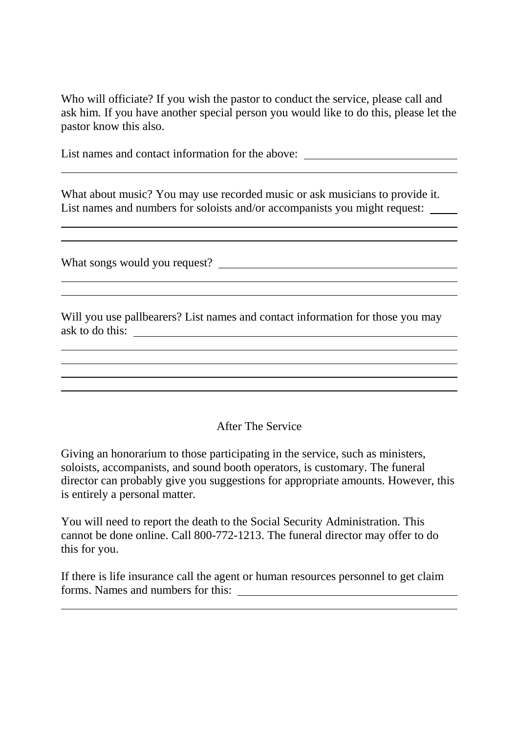Who will officiate? If you wish the pastor to conduct the service, please call and ask him. If you have another special person you would like to do this, please let the pastor know this also.

List names and contact information for the above: ____________________________

_____________________________________________________________________________

What about music? You may use recorded music or ask musicians to provide it. List names and numbers for soloists and/or accompanists you might request: _____

_____________________________________________________________________________

_____________________________________________________________________________

What songs would you request? ______________________________________________

_____________________________________________________________________________

_____________________________________________________________________________

Will you use pallbearers? List names and contact information for those you may ask to do this: _____________________________________________________________

_____________________________________________________________________________

_____________________________________________________________________________

_____________________________________________________________________________

_____________________________________________________________________________

## After The Service

Giving an honorarium to those participating in the service, such as ministers, soloists, accompanists, and sound booth operators, is customary. The funeral director can probably give you suggestions for appropriate amounts. However, this is entirely a personal matter.

You will need to report the death to the Social Security Administration. This cannot be done online. Call 800-772-1213. The funeral director may offer to do this for you.

If there is life insurance call the agent or human resources personnel to get claim forms. Names and numbers for this: ________________________________________

_____________________________________________________________________________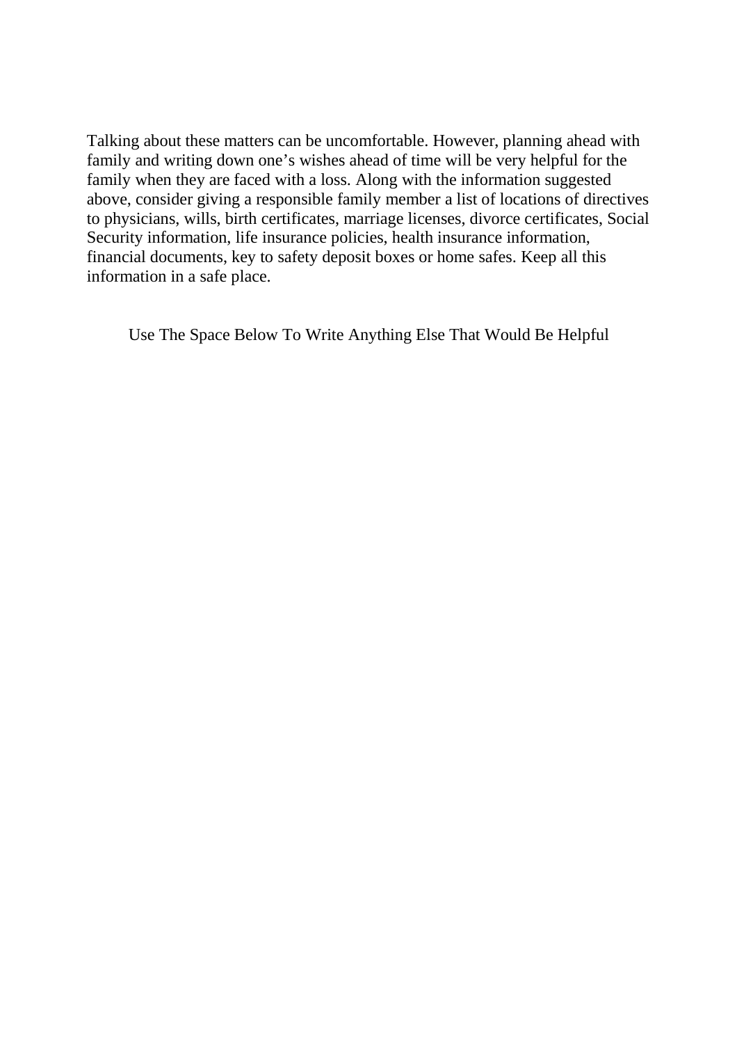Talking about these matters can be uncomfortable. However, planning ahead with family and writing down one's wishes ahead of time will be very helpful for the family when they are faced with a loss. Along with the information suggested above, consider giving a responsible family member a list of locations of directives to physicians, wills, birth certificates, marriage licenses, divorce certificates, Social Security information, life insurance policies, health insurance information, financial documents, key to safety deposit boxes or home safes. Keep all this information in a safe place.

Use The Space Below To Write Anything Else That Would Be Helpful